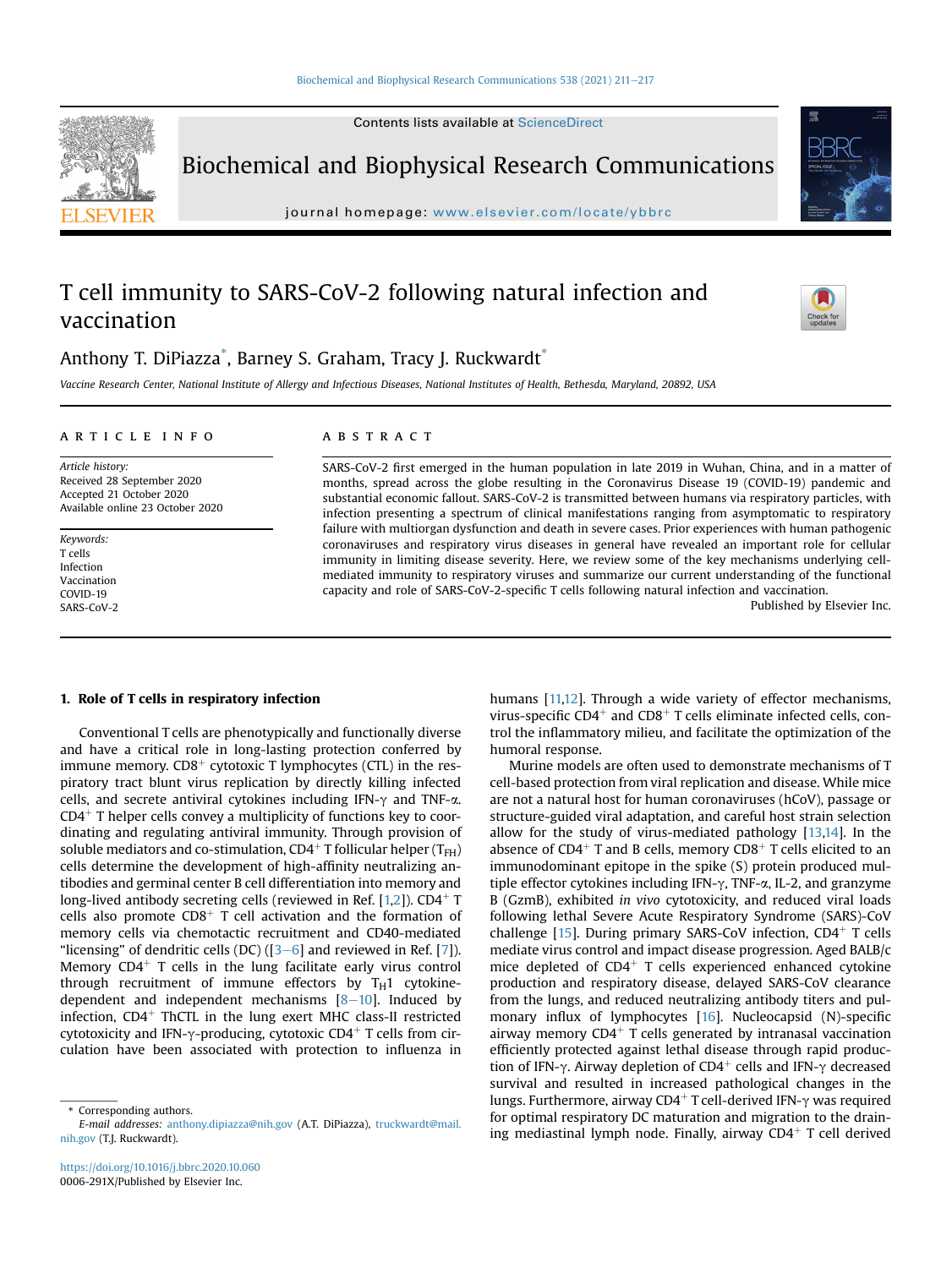# T cell immunity to SARS-CoV-2 following natural infection and vaccination

Anthony T. DiPiazza*, Barney S. Graham, Tracy J. Ruckwardt*

*Vaccine Research Center, National Institute of Allergy and Infectious Diseases, National Institutes of Health, Bethesda, Maryland, 20892, USA*

## ARTICLE INFO

*Article history:*
Received 28 September 2020
Accepted 21 October 2020
Available online 23 October 2020

*Keywords:*
T cells
Infection
Vaccination
COVID-19
SARS-CoV-2

## ABSTRACT

SARS-CoV-2 first emerged in the human population in late 2019 in Wuhan, China, and in a matter of months, spread across the globe resulting in the Coronavirus Disease 19 (COVID-19) pandemic and substantial economic fallout. SARS-CoV-2 is transmitted between humans via respiratory particles, with infection presenting a spectrum of clinical manifestations ranging from asymptomatic to respiratory failure with multiorgan dysfunction and death in severe cases. Prior experiences with human pathogenic coronaviruses and respiratory virus diseases in general have revealed an important role for cellular immunity in limiting disease severity. Here, we review some of the key mechanisms underlying cell-mediated immunity to respiratory viruses and summarize our current understanding of the functional capacity and role of SARS-CoV-2-specific T cells following natural infection and vaccination.

Published by Elsevier Inc.

## 1. Role of T cells in respiratory infection

Conventional T cells are phenotypically and functionally diverse and have a critical role in long-lasting protection conferred by immune memory. $CD8^+$ cytotoxic T lymphocytes (CTL) in the respiratory tract blunt virus replication by directly killing infected cells, and secrete antiviral cytokines including IFN-γ and TNF-α. $CD4^+$ T helper cells convey a multiplicity of functions key to coordinating and regulating antiviral immunity. Through provision of soluble mediators and co-stimulation, $CD4^+$ T follicular helper ($T_{FH}$) cells determine the development of high-affinity neutralizing antibodies and germinal center B cell differentiation into memory and long-lived antibody secreting cells (reviewed in Ref. [1,2]). $CD4^+$ T cells also promote $CD8^+$ T cell activation and the formation of memory cells via chemotactic recruitment and CD40-mediated "licensing" of dendritic cells (DC) ([3–6] and reviewed in Ref. [7]). Memory $CD4^+$ T cells in the lung facilitate early virus control through recruitment of immune effectors by $T_H1$ cytokine-dependent and independent mechanisms [8–10]. Induced by infection, $CD4^+$ ThCTL in the lung exert MHC class-II restricted cytotoxicity and IFN-γ-producing, cytotoxic $CD4^+$ T cells from circulation have been associated with protection to influenza in humans [11,12]. Through a wide variety of effector mechanisms, virus-specific $CD4^+$ and $CD8^+$ T cells eliminate infected cells, control the inflammatory milieu, and facilitate the optimization of the humoral response.

Murine models are often used to demonstrate mechanisms of T cell-based protection from viral replication and disease. While mice are not a natural host for human coronaviruses (hCoV), passage or structure-guided viral adaptation, and careful host strain selection allow for the study of virus-mediated pathology [13,14]. In the absence of $CD4^+$ T and B cells, memory $CD8^+$ T cells elicited to an immunodominant epitope in the spike (S) protein produced multiple effector cytokines including IFN-γ, TNF-α, IL-2, and granzyme B (GzmB), exhibited *in vivo* cytotoxicity, and reduced viral loads following lethal Severe Acute Respiratory Syndrome (SARS)-CoV challenge [15]. During primary SARS-CoV infection, $CD4^+$ T cells mediate virus control and impact disease progression. Aged BALB/c mice depleted of $CD4^+$ T cells experienced enhanced cytokine production and respiratory disease, delayed SARS-CoV clearance from the lungs, and reduced neutralizing antibody titers and pulmonary influx of lymphocytes [16]. Nucleocapsid (N)-specific airway memory $CD4^+$ T cells generated by intranasal vaccination efficiently protected against lethal disease through rapid production of IFN-γ. Airway depletion of $CD4^+$ cells and IFN-γ decreased survival and resulted in increased pathological changes in the lungs. Furthermore, airway $CD4^+$ T cell-derived IFN-γ was required for optimal respiratory DC maturation and migration to the draining mediastinal lymph node. Finally, airway $CD4^+$ T cell derived

---

* Corresponding authors.
*E-mail addresses:* anthony.dipiazza@nih.gov (A.T. DiPiazza), truckwardt@mail.nih.gov (T.J. Ruckwardt).

https://doi.org/10.1016/j.bbrc.2020.10.060
0006-291X/Published by Elsevier Inc.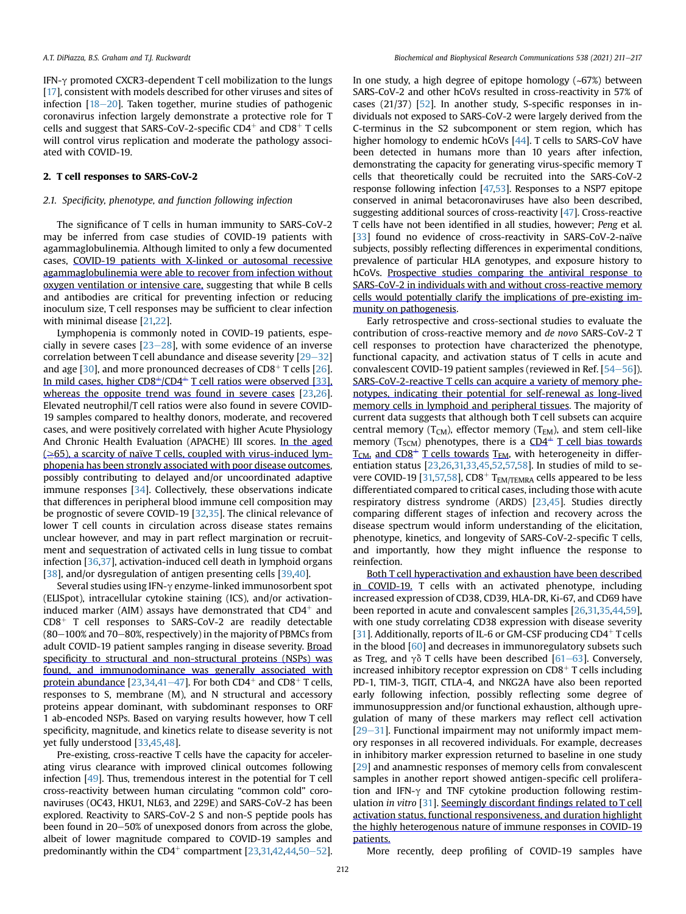IFN-γ promoted CXCR3-dependent T cell mobilization to the lungs [17], consistent with models described for other viruses and sites of infection [18–20]. Taken together, murine studies of pathogenic coronavirus infection largely demonstrate a protective role for T cells and suggest that SARS-CoV-2-specific $CD4^+$ and $CD8^+$ T cells will control virus replication and moderate the pathology associated with COVID-19.

## 2. T cell responses to SARS-CoV-2

### 2.1. Specificity, phenotype, and function following infection

The significance of T cells in human immunity to SARS-CoV-2 may be inferred from case studies of COVID-19 patients with agammaglobulinemia. Although limited to only a few documented cases, COVID-19 patients with X-linked or autosomal recessive agammaglobulinemia were able to recover from infection without oxygen ventilation or intensive care, suggesting that while B cells and antibodies are critical for preventing infection or reducing inoculum size, T cell responses may be sufficient to clear infection with minimal disease [21,22].

Lymphopenia is commonly noted in COVID-19 patients, especially in severe cases [23–28], with some evidence of an inverse correlation between T cell abundance and disease severity [29–32] and age [30], and more pronounced decreases of $CD8^+$ T cells [26]. In mild cases, higher $CD8^+$/$CD4^+$ T cell ratios were observed [33], whereas the opposite trend was found in severe cases [23,26]. Elevated neutrophil/T cell ratios were also found in severe COVID-19 samples compared to healthy donors, moderate, and recovered cases, and were positively correlated with higher Acute Physiology And Chronic Health Evaluation (APACHE) III scores. In the aged (≥65), a scarcity of naïve T cells, coupled with virus-induced lymphopenia has been strongly associated with poor disease outcomes, possibly contributing to delayed and/or uncoordinated adaptive immune responses [34]. Collectively, these observations indicate that differences in peripheral blood immune cell composition may be prognostic of severe COVID-19 [32,35]. The clinical relevance of lower T cell counts in circulation across disease states remains unclear however, and may in part reflect margination or recruitment and sequestration of activated cells in lung tissue to combat infection [36,37], activation-induced cell death in lymphoid organs [38], and/or dysregulation of antigen presenting cells [39,40].

Several studies using IFN-γ enzyme-linked immunosorbent spot (ELISpot), intracellular cytokine staining (ICS), and/or activation-induced marker (AIM) assays have demonstrated that $CD4^+$ and $CD8^+$ T cell responses to SARS-CoV-2 are readily detectable (80–100% and 70–80%, respectively) in the majority of PBMCs from adult COVID-19 patient samples ranging in disease severity. Broad specificity to structural and non-structural proteins (NSPs) was found, and immunodominance was generally associated with protein abundance [23,34,41–47]. For both $CD4^+$ and $CD8^+$ T cells, responses to S, membrane (M), and N structural and accessory proteins appear dominant, with subdominant responses to ORF 1 ab-encoded NSPs. Based on varying results however, how T cell specificity, magnitude, and kinetics relate to disease severity is not yet fully understood [33,45,48].

Pre-existing, cross-reactive T cells have the capacity for accelerating virus clearance with improved clinical outcomes following infection [49]. Thus, tremendous interest in the potential for T cell cross-reactivity between human circulating "common cold" coronaviruses (OC43, HKU1, NL63, and 229E) and SARS-CoV-2 has been explored. Reactivity to SARS-CoV-2 S and non-S peptide pools has been found in 20–50% of unexposed donors from across the globe, albeit of lower magnitude compared to COVID-19 samples and predominantly within the $CD4^+$ compartment [23,31,42,44,50–52]. In one study, a high degree of epitope homology (~67%) between SARS-CoV-2 and other hCoVs resulted in cross-reactivity in 57% of cases (21/37) [52]. In another study, S-specific responses in individuals not exposed to SARS-CoV-2 were largely derived from the C-terminus in the S2 subcomponent or stem region, which has higher homology to endemic hCoVs [44]. T cells to SARS-CoV have been detected in humans more than 10 years after infection, demonstrating the capacity for generating virus-specific memory T cells that theoretically could be recruited into the SARS-CoV-2 response following infection [47,53]. Responses to a NSP7 epitope conserved in animal betacoronaviruses have also been described, suggesting additional sources of cross-reactivity [47]. Cross-reactive T cells have not been identified in all studies, however; *Peng* et al. [33] found no evidence of cross-reactivity in SARS-CoV-2-naïve subjects, possibly reflecting differences in experimental conditions, prevalence of particular HLA genotypes, and exposure history to hCoVs. Prospective studies comparing the antiviral response to SARS-CoV-2 in individuals with and without cross-reactive memory cells would potentially clarify the implications of pre-existing immunity on pathogenesis.

Early retrospective and cross-sectional studies to evaluate the contribution of cross-reactive memory and *de novo* SARS-CoV-2 T cell responses to protection have characterized the phenotype, functional capacity, and activation status of T cells in acute and convalescent COVID-19 patient samples (reviewed in Ref. [54–56]). SARS-CoV-2-reactive T cells can acquire a variety of memory phenotypes, indicating their potential for self-renewal as long-lived memory cells in lymphoid and peripheral tissues. The majority of current data suggests that although both T cell subsets can acquire central memory ($T_{CM}$), effector memory ($T_{EM}$), and stem cell-like memory ($T_{SCM}$) phenotypes, there is a $CD4^+$ T cell bias towards $T_{CM}$, and $CD8^+$ T cells towards $T_{EM}$, with heterogeneity in differentiation status [23,26,31,33,45,52,57,58]. In studies of mild to severe COVID-19 [31,57,58], $CD8^+$ $T_{EM/TEMRA}$ cells appeared to be less differentiated compared to critical cases, including those with acute respiratory distress syndrome (ARDS) [23,45]. Studies directly comparing different stages of infection and recovery across the disease spectrum would inform understanding of the elicitation, phenotype, kinetics, and longevity of SARS-CoV-2-specific T cells, and importantly, how they might influence the response to reinfection.

Both T cell hyperactivation and exhaustion have been described in COVID-19. T cells with an activated phenotype, including increased expression of CD38, CD39, HLA-DR, Ki-67, and CD69 have been reported in acute and convalescent samples [26,31,35,44,59], with one study correlating CD38 expression with disease severity [31]. Additionally, reports of IL-6 or GM-CSF producing $CD4^+$ T cells in the blood [60] and decreases in immunoregulatory subsets such as Treg, and γδ T cells have been described [61–63]. Conversely, increased inhibitory receptor expression on $CD8^+$ T cells including PD-1, TIM-3, TIGIT, CTLA-4, and NKG2A have also been reported early following infection, possibly reflecting some degree of immunosuppression and/or functional exhaustion, although upregulation of many of these markers may reflect cell activation [29–31]. Functional impairment may not uniformly impact memory responses in all recovered individuals. For example, decreases in inhibitory marker expression returned to baseline in one study [29] and anamnestic responses of memory cells from convalescent samples in another report showed antigen-specific cell proliferation and IFN-γ and TNF cytokine production following restimulation *in vitro* [31]. Seemingly discordant findings related to T cell activation status, functional responsiveness, and duration highlight the highly heterogenous nature of immune responses in COVID-19 patients.

More recently, deep profiling of COVID-19 samples have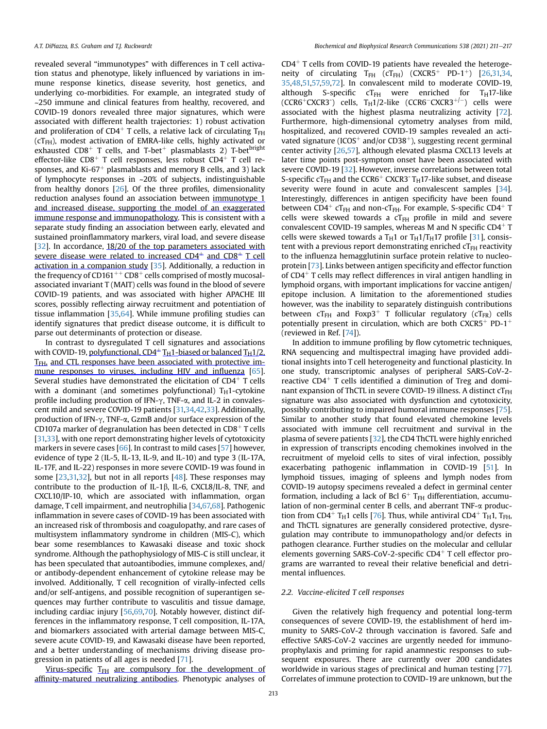revealed several "immunotypes" with differences in T cell activation status and phenotype, likely influenced by variations in immune response kinetics, disease severity, host genetics, and underlying co-morbidities. For example, an integrated study of ~250 immune and clinical features from healthy, recovered, and COVID-19 donors revealed three major signatures, which were associated with different health trajectories: 1) robust activation and proliferation of $CD4^+$ T cells, a relative lack of circulating $T_{FH}$ ($cT_{FH}$), modest activation of EMRA-like cells, highly activated or exhausted $CD8^+$ T cells, and T-bet$^+$ plasmablasts 2) T-bet$^{bright}$ effector-like $CD8^+$ T cell responses, less robust $CD4^+$ T cell responses, and Ki-67$^+$ plasmablasts and memory B cells, and 3) lack of lymphocyte responses in ~20% of subjects, indistinguishable from healthy donors [26]. Of the three profiles, dimensionality reduction analyses found an association between immunotype 1 and increased disease, supporting the model of an exaggerated immune response and immunopathology. This is consistent with a separate study finding an association between early, elevated and sustained proinflammatory markers, viral load, and severe disease [32]. In accordance, 18/20 of the top parameters associated with severe disease were related to increased $CD4^+$ and $CD8^+$ T cell activation in a companion study [35]. Additionally, a reduction in the frequency of $CD161^{++}$ $CD8^+$ cells comprised of mostly mucosal-associated invariant T (MAIT) cells was found in the blood of severe COVID-19 patients, and was associated with higher APACHE III scores, possibly reflecting airway recruitment and potentiation of tissue inflammation [35,64]. While immune profiling studies can identify signatures that predict disease outcome, it is difficult to parse out determinants of protection or disease.

In contrast to dysregulated T cell signatures and associations with COVID-19, polyfunctional, $CD4^+$ $T_H1$-biased or balanced $T_H1/2$, $T_{FH}$, and CTL responses have been associated with protective immune responses to viruses, including HIV and influenza [65]. Several studies have demonstrated the elicitation of $CD4^+$ T cells with a dominant (and sometimes polyfunctional) $T_H1$-cytokine profile including production of IFN-γ, TNF-α, and IL-2 in convalescent mild and severe COVID-19 patients [31,34,42,33]. Additionally, production of IFN-γ, TNF-α, GzmB and/or surface expression of the CD107a marker of degranulation has been detected in $CD8^+$ T cells [31,33], with one report demonstrating higher levels of cytotoxicity markers in severe cases [66]. In contrast to mild cases [57] however, evidence of type 2 (IL-5, IL-13, IL-9, and IL-10) and type 3 (IL-17A, IL-17F, and IL-22) responses in more severe COVID-19 was found in some [23,31,32], but not in all reports [48]. These responses may contribute to the production of IL-1β, IL-6, CXCL8/IL-8, TNF, and CXCL10/IP-10, which are associated with inflammation, organ damage, T cell impairment, and neutrophilia [34,67,68]. Pathogenic inflammation in severe cases of COVID-19 has been associated with an increased risk of thrombosis and coagulopathy, and rare cases of multisystem inflammatory syndrome in children (MIS-C), which bear some resemblances to Kawasaki disease and toxic shock syndrome. Although the pathophysiology of MIS-C is still unclear, it has been speculated that autoantibodies, immune complexes, and/or antibody-dependent enhancement of cytokine release may be involved. Additionally, T cell recognition of virally-infected cells and/or self-antigens, and possible recognition of superantigen sequences may further contribute to vasculitis and tissue damage, including cardiac injury [56,69,70]. Notably however, distinct differences in the inflammatory response, T cell composition, IL-17A, and biomarkers associated with arterial damage between MIS-C, severe acute COVID-19, and Kawasaki disease have been reported, and a better understanding of mechanisms driving disease progression in patients of all ages is needed [71].

Virus-specific $T_{FH}$ are compulsory for the development of affinity-matured neutralizing antibodies. Phenotypic analyses of $CD4^+$ T cells from COVID-19 patients have revealed the heterogeneity of circulating $T_{FH}$ ($cT_{FH}$) ($CXCR5^+$ $PD\text{-}1^+$) [26,31,34,35,48,51,57,59,72]. In convalescent mild to moderate COVID-19, although S-specific $cT_{FH}$ were enriched for $T_H17$-like ($CCR6^+CXCR3^-$) cells, $T_H1/2$-like ($CCR6^-CXCR3^{+/-}$) cells were associated with the highest plasma neutralizing activity [72]. Furthermore, high-dimensional cytometry analyses from mild, hospitalized, and recovered COVID-19 samples revealed an activated signature ($ICOS^+$ and/or $CD38^+$), suggesting recent germinal center activity [26,57], although elevated plasma CXCL13 levels at later time points post-symptom onset have been associated with severe COVID-19 [32]. However, inverse correlations between total S-specific $cT_{FH}$ and the $CCR6^+$ $CXCR3^-$ $T_H17$-like subset, and disease severity were found in acute and convalescent samples [34]. Interestingly, differences in antigen specificity have been found between $CD4^+$ $cT_{FH}$ and non-$cT_{FH}$. For example, S-specific $CD4^+$ T cells were skewed towards a $cT_{FH}$ profile in mild and severe convalescent COVID-19 samples, whereas M and N specific $CD4^+$ T cells were skewed towards a $T_H1$ or $T_H1/T_H17$ profile [31], consistent with a previous report demonstrating enriched $cT_{FH}$ reactivity to the influenza hemagglutinin surface protein relative to nucleoprotein [73]. Links between antigen specificity and effector function of $CD4^+$ T cells may reflect differences in viral antigen handling in lymphoid organs, with important implications for vaccine antigen/epitope inclusion. A limitation to the aforementioned studies however, was the inability to separately distinguish contributions between $cT_{FH}$ and $Foxp3^+$ T follicular regulatory ($cT_{FR}$) cells potentially present in circulation, which are both $CXCR5^+$ $PD\text{-}1^+$ (reviewed in Ref. [74]).

In addition to immune profiling by flow cytometric techniques, RNA sequencing and multispectral imaging have provided additional insights into T cell heterogeneity and functional plasticity. In one study, transcriptomic analyses of peripheral SARS-CoV-2-reactive $CD4^+$ T cells identified a diminution of Treg and dominant expansion of ThCTL in severe COVID-19 illness. A distinct $cT_{FH}$ signature was also associated with dysfunction and cytotoxicity, possibly contributing to impaired humoral immune responses [75]. Similar to another study that found elevated chemokine levels associated with immune cell recruitment and survival in the plasma of severe patients [32], the CD4 ThCTL were highly enriched in expression of transcripts encoding chemokines involved in the recruitment of myeloid cells to sites of viral infection, possibly exacerbating pathogenic inflammation in COVID-19 [51]. In lymphoid tissues, imaging of spleens and lymph nodes from COVID-19 autopsy specimens revealed a defect in germinal center formation, including a lack of Bcl $6^+$ $T_{FH}$ differentiation, accumulation of non-germinal center B cells, and aberrant TNF-α production from $CD4^+$ $T_H1$ cells [76]. Thus, while antiviral $CD4^+$ $T_H1$, $T_{FH}$, and ThCTL signatures are generally considered protective, dysregulation may contribute to immunopathology and/or defects in pathogen clearance. Further studies on the molecular and cellular elements governing SARS-CoV-2-specific $CD4^+$ T cell effector programs are warranted to reveal their relative beneficial and detrimental influences.

### 2.2. Vaccine-elicited T cell responses

Given the relatively high frequency and potential long-term consequences of severe COVID-19, the establishment of herd immunity to SARS-CoV-2 through vaccination is favored. Safe and effective SARS-CoV-2 vaccines are urgently needed for immunoprophylaxis and priming for rapid anamnestic responses to subsequent exposures. There are currently over 200 candidates worldwide in various stages of preclinical and human testing [77]. Correlates of immune protection to COVID-19 are unknown, but the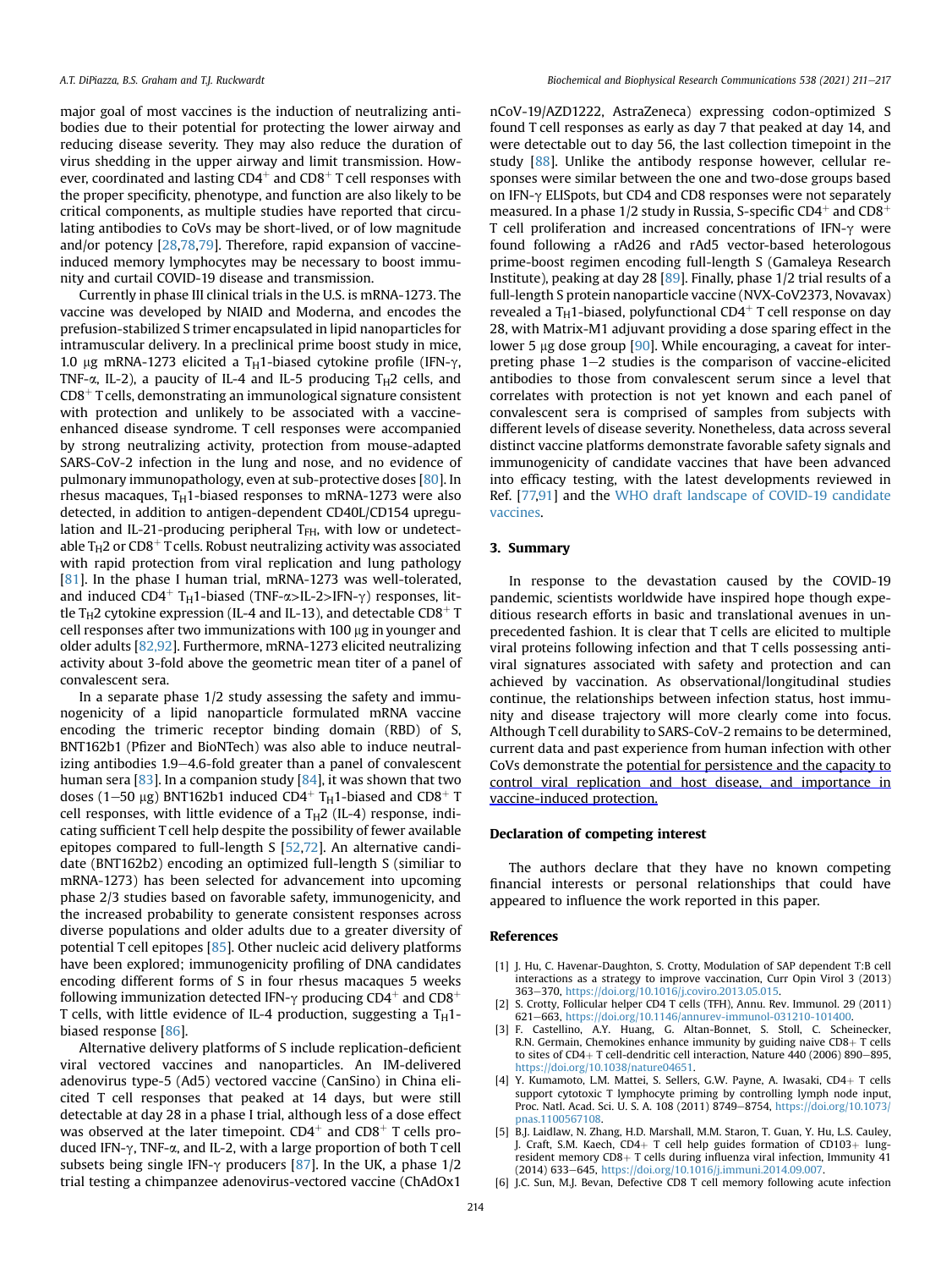major goal of most vaccines is the induction of neutralizing antibodies due to their potential for protecting the lower airway and reducing disease severity. They may also reduce the duration of virus shedding in the upper airway and limit transmission. However, coordinated and lasting $CD4^+$ and $CD8^+$ T cell responses with the proper specificity, phenotype, and function are also likely to be critical components, as multiple studies have reported that circulating antibodies to CoVs may be short-lived, or of low magnitude and/or potency [28,78,79]. Therefore, rapid expansion of vaccine-induced memory lymphocytes may be necessary to boost immunity and curtail COVID-19 disease and transmission.

Currently in phase III clinical trials in the U.S. is mRNA-1273. The vaccine was developed by NIAID and Moderna, and encodes the prefusion-stabilized S trimer encapsulated in lipid nanoparticles for intramuscular delivery. In a preclinical prime boost study in mice, 1.0 μg mRNA-1273 elicited a $T_H1$-biased cytokine profile (IFN-γ, TNF-α, IL-2), a paucity of IL-4 and IL-5 producing $T_H2$ cells, and $CD8^+$ T cells, demonstrating an immunological signature consistent with protection and unlikely to be associated with a vaccine-enhanced disease syndrome. T cell responses were accompanied by strong neutralizing activity, protection from mouse-adapted SARS-CoV-2 infection in the lung and nose, and no evidence of pulmonary immunopathology, even at sub-protective doses [80]. In rhesus macaques, $T_H1$-biased responses to mRNA-1273 were also detected, in addition to antigen-dependent CD40L/CD154 upregulation and IL-21-producing peripheral $T_{FH}$, with low or undetectable $T_H2$ or $CD8^+$ T cells. Robust neutralizing activity was associated with rapid protection from viral replication and lung pathology [81]. In the phase I human trial, mRNA-1273 was well-tolerated, and induced $CD4^+$ $T_H1$-biased (TNF-α>IL-2>IFN-γ) responses, little $T_H2$ cytokine expression (IL-4 and IL-13), and detectable $CD8^+$ T cell responses after two immunizations with 100 μg in younger and older adults [82,92]. Furthermore, mRNA-1273 elicited neutralizing activity about 3-fold above the geometric mean titer of a panel of convalescent sera.

In a separate phase 1/2 study assessing the safety and immunogenicity of a lipid nanoparticle formulated mRNA vaccine encoding the trimeric receptor binding domain (RBD) of S, BNT162b1 (Pfizer and BioNTech) was also able to induce neutralizing antibodies 1.9–4.6-fold greater than a panel of convalescent human sera [83]. In a companion study [84], it was shown that two doses (1–50 μg) BNT162b1 induced $CD4^+$ $T_H1$-biased and $CD8^+$ T cell responses, with little evidence of a $T_H2$ (IL-4) response, indicating sufficient T cell help despite the possibility of fewer available epitopes compared to full-length S [52,72]. An alternative candidate (BNT162b2) encoding an optimized full-length S (similiar to mRNA-1273) has been selected for advancement into upcoming phase 2/3 studies based on favorable safety, immunogenicity, and the increased probability to generate consistent responses across diverse populations and older adults due to a greater diversity of potential T cell epitopes [85]. Other nucleic acid delivery platforms have been explored; immunogenicity profiling of DNA candidates encoding different forms of S in four rhesus macaques 5 weeks following immunization detected IFN-γ producing $CD4^+$ and $CD8^+$ T cells, with little evidence of IL-4 production, suggesting a $T_H1$-biased response [86].

Alternative delivery platforms of S include replication-deficient viral vectored vaccines and nanoparticles. An IM-delivered adenovirus type-5 (Ad5) vectored vaccine (CanSino) in China elicited T cell responses that peaked at 14 days, but were still detectable at day 28 in a phase I trial, although less of a dose effect was observed at the later timepoint. $CD4^+$ and $CD8^+$ T cells produced IFN-γ, TNF-α, and IL-2, with a large proportion of both T cell subsets being single IFN-γ producers [87]. In the UK, a phase 1/2 trial testing a chimpanzee adenovirus-vectored vaccine (ChAdOx1 nCoV-19/AZD1222, AstraZeneca) expressing codon-optimized S found T cell responses as early as day 7 that peaked at day 14, and were detectable out to day 56, the last collection timepoint in the study [88]. Unlike the antibody response however, cellular responses were similar between the one and two-dose groups based on IFN-γ ELISpots, but CD4 and CD8 responses were not separately measured. In a phase 1/2 study in Russia, S-specific $CD4^+$ and $CD8^+$ T cell proliferation and increased concentrations of IFN-γ were found following a rAd26 and rAd5 vector-based heterologous prime-boost regimen encoding full-length S (Gamaleya Research Institute), peaking at day 28 [89]. Finally, phase 1/2 trial results of a full-length S protein nanoparticle vaccine (NVX-CoV2373, Novavax) revealed a $T_H1$-biased, polyfunctional $CD4^+$ T cell response on day 28, with Matrix-M1 adjuvant providing a dose sparing effect in the lower 5 μg dose group [90]. While encouraging, a caveat for interpreting phase 1–2 studies is the comparison of vaccine-elicited antibodies to those from convalescent serum since a level that correlates with protection is not yet known and each panel of convalescent sera is comprised of samples from subjects with different levels of disease severity. Nonetheless, data across several distinct vaccine platforms demonstrate favorable safety signals and immunogenicity of candidate vaccines that have been advanced into efficacy testing, with the latest developments reviewed in Ref. [77,91] and the WHO draft landscape of COVID-19 candidate vaccines.

## 3. Summary

In response to the devastation caused by the COVID-19 pandemic, scientists worldwide have inspired hope though expeditious research efforts in basic and translational avenues in unprecedented fashion. It is clear that T cells are elicited to multiple viral proteins following infection and that T cells possessing antiviral signatures associated with safety and protection and can achieved by vaccination. As observational/longitudinal studies continue, the relationships between infection status, host immunity and disease trajectory will more clearly come into focus. Although T cell durability to SARS-CoV-2 remains to be determined, current data and past experience from human infection with other CoVs demonstrate the potential for persistence and the capacity to control viral replication and host disease, and importance in vaccine-induced protection.

## Declaration of competing interest

The authors declare that they have no known competing financial interests or personal relationships that could have appeared to influence the work reported in this paper.

## References

[1] J. Hu, C. Havenar-Daughton, S. Crotty, Modulation of SAP dependent T:B cell interactions as a strategy to improve vaccination, Curr Opin Virol 3 (2013) 363–370, https://doi.org/10.1016/j.coviro.2013.05.015.

[2] S. Crotty, Follicular helper CD4 T cells (TFH), Annu. Rev. Immunol. 29 (2011) 621–663, https://doi.org/10.1146/annurev-immunol-031210-101400.

[3] F. Castellino, A.Y. Huang, G. Altan-Bonnet, S. Stoll, C. Scheinecker, R.N. Germain, Chemokines enhance immunity by guiding naive CD8+ T cells to sites of CD4+ T cell-dendritic cell interaction, Nature 440 (2006) 890–895, https://doi.org/10.1038/nature04651.

[4] Y. Kumamoto, L.M. Mattei, S. Sellers, G.W. Payne, A. Iwasaki, CD4+ T cells support cytotoxic T lymphocyte priming by controlling lymph node input, Proc. Natl. Acad. Sci. U. S. A. 108 (2011) 8749–8754, https://doi.org/10.1073/pnas.1100567108.

[5] B.J. Laidlaw, N. Zhang, H.D. Marshall, M.M. Staron, T. Guan, Y. Hu, L.S. Cauley, J. Craft, S.M. Kaech, CD4+ T cell help guides formation of CD103+ lung-resident memory CD8+ T cells during influenza viral infection, Immunity 41 (2014) 633–645, https://doi.org/10.1016/j.immuni.2014.09.007.

[6] J.C. Sun, M.J. Bevan, Defective CD8 T cell memory following acute infection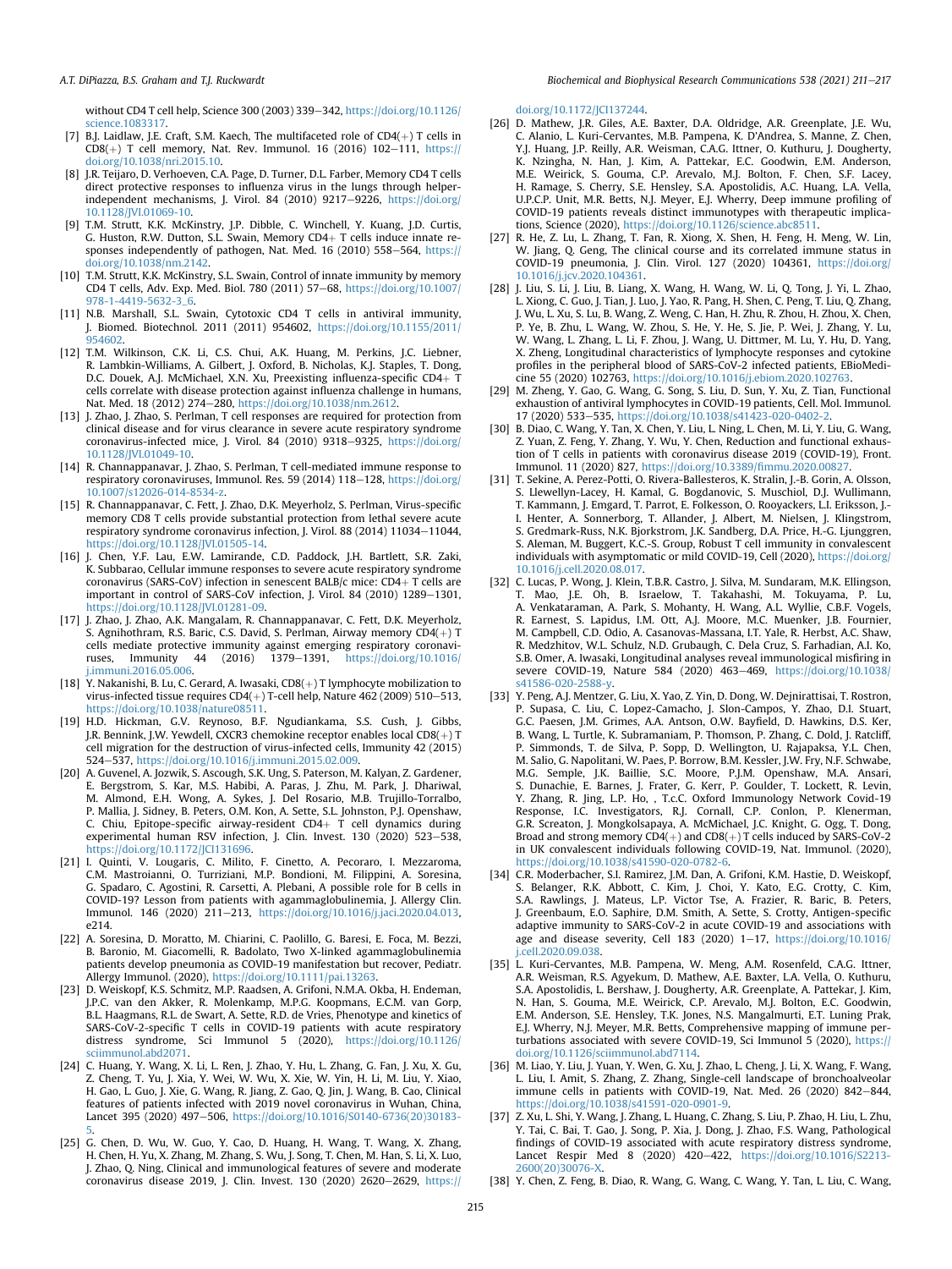without CD4 T cell help, Science 300 (2003) 339–342, https://doi.org/10.1126/science.1083317.

[7] B.J. Laidlaw, J.E. Craft, S.M. Kaech, The multifaceted role of CD4(+) T cells in CD8(+) T cell memory, Nat. Rev. Immunol. 16 (2016) 102–111, https://doi.org/10.1038/nri.2015.10.

[8] J.R. Teijaro, D. Verhoeven, C.A. Page, D. Turner, D.L. Farber, Memory CD4 T cells direct protective responses to influenza virus in the lungs through helper-independent mechanisms, J. Virol. 84 (2010) 9217–9226, https://doi.org/10.1128/JVI.01069-10.

[9] T.M. Strutt, K.K. McKinstry, J.P. Dibble, C. Winchell, Y. Kuang, J.D. Curtis, G. Huston, R.W. Dutton, S.L. Swain, Memory CD4+ T cells induce innate responses independently of pathogen, Nat. Med. 16 (2010) 558–564, https://doi.org/10.1038/nm.2142.

[10] T.M. Strutt, K.K. McKinstry, S.L. Swain, Control of innate immunity by memory CD4 T cells, Adv. Exp. Med. Biol. 780 (2011) 57–68, https://doi.org/10.1007/978-1-4419-5632-3_6.

[11] N.B. Marshall, S.L. Swain, Cytotoxic CD4 T cells in antiviral immunity, J. Biomed. Biotechnol. 2011 (2011) 954602, https://doi.org/10.1155/2011/954602.

[12] T.M. Wilkinson, C.K. Li, C.S. Chui, A.K. Huang, M. Perkins, J.C. Liebner, R. Lambkin-Williams, A. Gilbert, J. Oxford, B. Nicholas, K.J. Staples, T. Dong, D.C. Douek, A.J. McMichael, X.N. Xu, Preexisting influenza-specific CD4+ T cells correlate with disease protection against influenza challenge in humans, Nat. Med. 18 (2012) 274–280, https://doi.org/10.1038/nm.2612.

[13] J. Zhao, J. Zhao, S. Perlman, T cell responses are required for protection from clinical disease and for virus clearance in severe acute respiratory syndrome coronavirus-infected mice, J. Virol. 84 (2010) 9318–9325, https://doi.org/10.1128/JVI.01049-10.

[14] R. Channappanavar, J. Zhao, S. Perlman, T cell-mediated immune response to respiratory coronaviruses, Immunol. Res. 59 (2014) 118–128, https://doi.org/10.1007/s12026-014-8534-z.

[15] R. Channappanavar, C. Fett, J. Zhao, D.K. Meyerholz, S. Perlman, Virus-specific memory CD8 T cells provide substantial protection from lethal severe acute respiratory syndrome coronavirus infection, J. Virol. 88 (2014) 11034–11044, https://doi.org/10.1128/JVI.01505-14.

[16] J. Chen, Y.F. Lau, E.W. Lamirande, C.D. Paddock, J.H. Bartlett, S.R. Zaki, K. Subbarao, Cellular immune responses to severe acute respiratory syndrome coronavirus (SARS-CoV) infection in senescent BALB/c mice: CD4+ T cells are important in control of SARS-CoV infection, J. Virol. 84 (2010) 1289–1301, https://doi.org/10.1128/JVI.01281-09.

[17] J. Zhao, J. Zhao, A.K. Mangalam, R. Channappanavar, C. Fett, D.K. Meyerholz, S. Agnihothram, R.S. Baric, C.S. David, S. Perlman, Airway memory CD4(+) T cells mediate protective immunity against emerging respiratory coronaviruses, Immunity 44 (2016) 1379–1391, https://doi.org/10.1016/j.immuni.2016.05.006.

[18] Y. Nakanishi, B. Lu, C. Gerard, A. Iwasaki, CD8(+) T lymphocyte mobilization to virus-infected tissue requires CD4(+) T-cell help, Nature 462 (2009) 510–513, https://doi.org/10.1038/nature08511.

[19] H.D. Hickman, G.V. Reynoso, B.F. Ngudiankama, S.S. Cush, J. Gibbs, J.R. Bennink, J.W. Yewdell, CXCR3 chemokine receptor enables local CD8(+) T cell migration for the destruction of virus-infected cells, Immunity 42 (2015) 524–537, https://doi.org/10.1016/j.immuni.2015.02.009.

[20] A. Guvenel, A. Jozwik, S. Ascough, S.K. Ung, S. Paterson, M. Kalyan, Z. Gardener, E. Bergstrom, S. Kar, M.S. Habibi, A. Paras, J. Zhu, M. Park, J. Dhariwal, M. Almond, E.H. Wong, A. Sykes, J. Del Rosario, M.B. Trujillo-Torralbo, P. Mallia, J. Sidney, B. Peters, O.M. Kon, A. Sette, S.L. Johnston, P.J. Openshaw, C. Chiu, Epitope-specific airway-resident CD4+ T cell dynamics during experimental human RSV infection, J. Clin. Invest. 130 (2020) 523–538, https://doi.org/10.1172/JCI131696.

[21] I. Quinti, V. Lougaris, C. Milito, F. Cinetto, A. Pecoraro, I. Mezzaroma, C.M. Mastroianni, O. Turriziani, M.P. Bondioni, M. Filippini, A. Soresina, G. Spadaro, C. Agostini, R. Carsetti, A. Plebani, A possible role for B cells in COVID-19? Lesson from patients with agammaglobulinemia, J. Allergy Clin. Immunol. 146 (2020) 211–213, https://doi.org/10.1016/j.jaci.2020.04.013, e214.

[22] A. Soresina, D. Moratto, M. Chiarini, C. Paolillo, G. Baresi, E. Foca, M. Bezzi, B. Baronio, M. Giacomelli, R. Badolato, Two X-linked agammaglobulinemia patients develop pneumonia as COVID-19 manifestation but recover, Pediatr. Allergy Immunol. (2020), https://doi.org/10.1111/pai.13263.

[23] D. Weiskopf, K.S. Schmitz, M.P. Raadsen, A. Grifoni, N.M.A. Okba, H. Endeman, J.P.C. van den Akker, R. Molenkamp, M.P.G. Koopmans, E.C.M. van Gorp, B.L. Haagmans, R.L. de Swart, A. Sette, R.D. de Vries, Phenotype and kinetics of SARS-CoV-2-specific T cells in COVID-19 patients with acute respiratory distress syndrome, Sci Immunol 5 (2020), https://doi.org/10.1126/sciimmunol.abd2071.

[24] C. Huang, Y. Wang, X. Li, L. Ren, J. Zhao, Y. Hu, L. Zhang, G. Fan, J. Xu, X. Gu, Z. Cheng, T. Yu, J. Xia, Y. Wei, W. Wu, X. Xie, W. Yin, H. Li, M. Liu, Y. Xiao, H. Gao, L. Guo, J. Xie, G. Wang, R. Jiang, Z. Gao, Q. Jin, J. Wang, B. Cao, Clinical features of patients infected with 2019 novel coronavirus in Wuhan, China, Lancet 395 (2020) 497–506, https://doi.org/10.1016/S0140-6736(20)30183-5.

[25] G. Chen, D. Wu, W. Guo, Y. Cao, D. Huang, H. Wang, T. Wang, X. Zhang, H. Chen, H. Yu, X. Zhang, M. Zhang, S. Wu, J. Song, T. Chen, M. Han, S. Li, X. Luo, J. Zhao, Q. Ning, Clinical and immunological features of severe and moderate coronavirus disease 2019, J. Clin. Invest. 130 (2020) 2620–2629, https://doi.org/10.1172/JCI137244.

[26] D. Mathew, J.R. Giles, A.E. Baxter, D.A. Oldridge, A.R. Greenplate, J.E. Wu, C. Alanio, L. Kuri-Cervantes, M.B. Pampena, K. D'Andrea, S. Manne, Z. Chen, Y.J. Huang, J.P. Reilly, A.R. Weisman, C.A.G. Ittner, O. Kuthuru, J. Dougherty, K. Nzingha, N. Han, J. Kim, A. Pattekar, E.C. Goodwin, E.M. Anderson, M.E. Weirick, S. Gouma, C.P. Arevalo, M.J. Bolton, F. Chen, S.F. Lacey, H. Ramage, S. Cherry, S.E. Hensley, S.A. Apostolidis, A.C. Huang, L.A. Vella, U.P.C.P. Unit, M.R. Betts, N.J. Meyer, E.J. Wherry, Deep immune profiling of COVID-19 patients reveals distinct immunotypes with therapeutic implications, Science (2020), https://doi.org/10.1126/science.abc8511.

[27] R. He, Z. Lu, L. Zhang, T. Fan, R. Xiong, X. Shen, H. Feng, H. Meng, W. Lin, W. Jiang, Q. Geng, The clinical course and its correlated immune status in COVID-19 pneumonia, J. Clin. Virol. 127 (2020) 104361, https://doi.org/10.1016/j.jcv.2020.104361.

[28] J. Liu, S. Li, J. Liu, B. Liang, X. Wang, H. Wang, W. Li, Q. Tong, J. Yi, L. Zhao, L. Xiong, C. Guo, J. Tian, J. Luo, J. Yao, R. Pang, H. Shen, C. Peng, T. Liu, Q. Zhang, J. Wu, L. Xu, S. Lu, B. Wang, Z. Weng, C. Han, H. Zhu, R. Zhou, H. Zhou, X. Chen, P. Ye, B. Zhu, L. Wang, W. Zhou, S. He, Y. He, S. Jie, P. Wei, J. Zhang, Y. Lu, W. Wang, L. Zhang, L. Li, F. Zhou, J. Wang, U. Dittmer, M. Lu, Y. Hu, D. Yang, X. Zheng, Longitudinal characteristics of lymphocyte responses and cytokine profiles in the peripheral blood of SARS-CoV-2 infected patients, EBioMedicine 55 (2020) 102763, https://doi.org/10.1016/j.ebiom.2020.102763.

[29] M. Zheng, Y. Gao, G. Wang, G. Song, S. Liu, D. Sun, Y. Xu, Z. Tian, Functional exhaustion of antiviral lymphocytes in COVID-19 patients, Cell. Mol. Immunol. 17 (2020) 533–535, https://doi.org/10.1038/s41423-020-0402-2.

[30] B. Diao, C. Wang, Y. Tan, X. Chen, Y. Liu, L. Ning, L. Chen, M. Li, Y. Liu, G. Wang, Z. Yuan, Z. Feng, Y. Zhang, Y. Wu, Y. Chen, Reduction and functional exhaustion of T cells in patients with coronavirus disease 2019 (COVID-19), Front. Immunol. 11 (2020) 827, https://doi.org/10.3389/fimmu.2020.00827.

[31] T. Sekine, A. Perez-Potti, O. Rivera-Ballesteros, K. Stralin, J.-B. Gorin, A. Olsson, S. Llewellyn-Lacey, H. Kamal, G. Bogdanovic, S. Muschiol, D.J. Wullimann, T. Kammann, J. Emgard, T. Parrot, E. Folkesson, O. Rooyackers, L.I. Eriksson, J.-I. Henter, A. Sonnerborg, T. Allander, J. Albert, M. Nielsen, J. Klingstrom, S. Gredmark-Russ, N.K. Bjorkstrom, J.K. Sandberg, D.A. Price, H.-G. Ljunggren, S. Aleman, M. Buggert, K.C.-S. Group, Robust T cell immunity in convalescent individuals with asymptomatic or mild COVID-19, Cell (2020), https://doi.org/10.1016/j.cell.2020.08.017.

[32] C. Lucas, P. Wong, J. Klein, T.B.R. Castro, J. Silva, M. Sundaram, M.K. Ellingson, T. Mao, J.E. Oh, B. Israelow, T. Takahashi, M. Tokuyama, P. Lu, A. Venkataraman, A. Park, S. Mohanty, H. Wang, A.L. Wyllie, C.B.F. Vogels, R. Earnest, S. Lapidus, I.M. Ott, A.J. Moore, M.C. Muenker, J.B. Fournier, M. Campbell, C.D. Odio, A. Casanovas-Massana, I.T. Yale, R. Herbst, A.C. Shaw, R. Medzhitov, W.L. Schulz, N.D. Grubaugh, C. Dela Cruz, S. Farhadian, A.I. Ko, S.B. Omer, A. Iwasaki, Longitudinal analyses reveal immunological misfiring in severe COVID-19, Nature 584 (2020) 463–469, https://doi.org/10.1038/s41586-020-2588-y.

[33] Y. Peng, A.J. Mentzer, G. Liu, X. Yao, Z. Yin, D. Dong, W. Dejnirattisai, T. Rostron, P. Supasa, C. Liu, C. Lopez-Camacho, J. Slon-Campos, Y. Zhao, D.I. Stuart, G.C. Paesen, J.M. Grimes, A.A. Antson, O.W. Bayfield, D. Hawkins, D.S. Ker, B. Wang, L. Turtle, K. Subramaniam, P. Thomson, P. Zhang, C. Dold, J. Ratcliff, P. Simmonds, T. de Silva, P. Sopp, D. Wellington, U. Rajapaksa, Y.L. Chen, M. Salio, G. Napolitani, W. Paes, P. Borrow, B.M. Kessler, J.W. Fry, N.F. Schwabe, M.G. Semple, J.K. Baillie, S.C. Moore, P.J.M. Openshaw, M.A. Ansari, S. Dunachie, E. Barnes, J. Frater, G. Kerr, P. Goulder, T. Lockett, R. Levin, Y. Zhang, R. Jing, L.P. Ho, , T.c.C. Oxford Immunology Network Covid-19 Response, I.C. Investigators, R.J. Cornall, C.P. Conlon, P. Klenerman, G.R. Screaton, J. Mongkolsapaya, A. McMichael, J.C. Knight, G. Ogg, T. Dong, Broad and strong memory CD4(+) and CD8(+) T cells induced by SARS-CoV-2 in UK convalescent individuals following COVID-19, Nat. Immunol. (2020), https://doi.org/10.1038/s41590-020-0782-6.

[34] C.R. Moderbacher, S.I. Ramirez, J.M. Dan, A. Grifoni, K.M. Hastie, D. Weiskopf, S. Belanger, R.K. Abbott, C. Kim, J. Choi, Y. Kato, E.G. Crotty, C. Kim, S.A. Rawlings, J. Mateus, L.P. Victor Tse, A. Frazier, R. Baric, B. Peters, J. Greenbaum, E.O. Saphire, D.M. Smith, A. Sette, S. Crotty, Antigen-specific adaptive immunity to SARS-CoV-2 in acute COVID-19 and associations with age and disease severity, Cell 183 (2020) 1–17, https://doi.org/10.1016/j.cell.2020.09.038.

[35] L. Kuri-Cervantes, M.B. Pampena, W. Meng, A.M. Rosenfeld, C.A.G. Ittner, A.R. Weisman, R.S. Agyekum, D. Mathew, A.E. Baxter, L.A. Vella, O. Kuthuru, S.A. Apostolidis, L. Bershaw, J. Dougherty, A.R. Greenplate, A. Pattekar, J. Kim, N. Han, S. Gouma, M.E. Weirick, C.P. Arevalo, M.J. Bolton, E.C. Goodwin, E.M. Anderson, S.E. Hensley, T.K. Jones, N.S. Mangalmurti, E.T. Luning Prak, E.J. Wherry, N.J. Meyer, M.R. Betts, Comprehensive mapping of immune perturbations associated with severe COVID-19, Sci Immunol 5 (2020), https://doi.org/10.1126/sciimmunol.abd7114.

[36] M. Liao, Y. Liu, J. Yuan, Y. Wen, G. Xu, J. Zhao, L. Cheng, J. Li, X. Wang, F. Wang, L. Liu, I. Amit, S. Zhang, Z. Zhang, Single-cell landscape of bronchoalveolar immune cells in patients with COVID-19, Nat. Med. 26 (2020) 842–844, https://doi.org/10.1038/s41591-020-0901-9.

[37] Z. Xu, L. Shi, Y. Wang, J. Zhang, L. Huang, C. Zhang, S. Liu, P. Zhao, H. Liu, L. Zhu, Y. Tai, C. Bai, T. Gao, J. Song, P. Xia, J. Dong, J. Zhao, F.S. Wang, Pathological findings of COVID-19 associated with acute respiratory distress syndrome, Lancet Respir Med 8 (2020) 420–422, https://doi.org/10.1016/S2213-2600(20)30076-X.

[38] Y. Chen, Z. Feng, B. Diao, R. Wang, G. Wang, C. Wang, Y. Tan, L. Liu, C. Wang,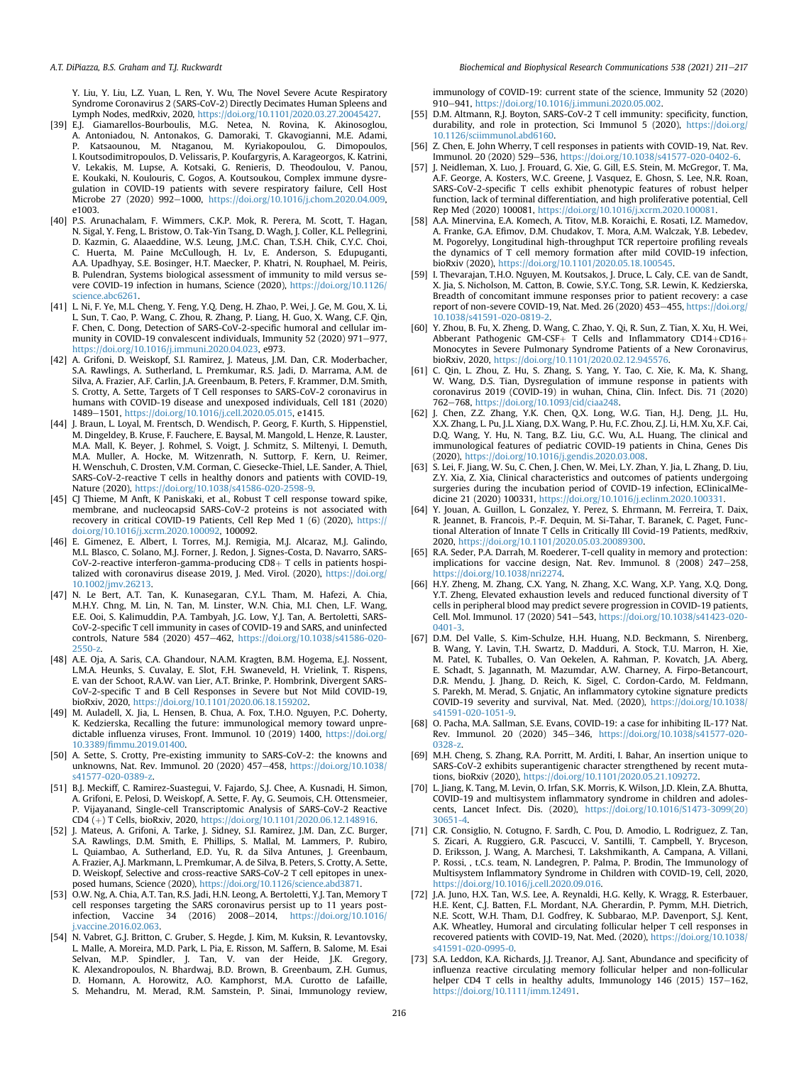Y. Liu, Y. Liu, L.Z. Yuan, L. Ren, Y. Wu, The Novel Severe Acute Respiratory Syndrome Coronavirus 2 (SARS-CoV-2) Directly Decimates Human Spleens and Lymph Nodes, medRxiv, 2020, https://doi.org/10.1101/2020.03.27.20045427.

[39] E.J. Giamarellos-Bourboulis, M.G. Netea, N. Rovina, K. Akinosoglou, A. Antoniadou, N. Antonakos, G. Damoraki, T. Gkavogianni, M.E. Adami, P. Katsaounou, M. Ntaganou, M. Kyriakopoulou, G. Dimopoulos, I. Koutsodimitropoulos, D. Velissaris, P. Koufargyris, A. Karageorgos, K. Katrini, V. Lekakis, M. Lupse, A. Kotsaki, G. Renieris, D. Theodoulou, V. Panou, E. Koukaki, N. Koulouris, C. Gogos, A. Koutsoukou, Complex immune dysregulation in COVID-19 patients with severe respiratory failure, Cell Host Microbe 27 (2020) 992–1000, https://doi.org/10.1016/j.chom.2020.04.009, e1003.

[40] P.S. Arunachalam, F. Wimmers, C.K.P. Mok, R. Perera, M. Scott, T. Hagan, N. Sigal, Y. Feng, L. Bristow, O. Tak-Yin Tsang, D. Wagh, J. Coller, K.L. Pellegrini, D. Kazmin, G. Alaaeddine, W.S. Leung, J.M.C. Chan, T.S.H. Chik, C.Y.C. Choi, C. Huerta, M. Paine McCullough, H. Lv, E. Anderson, S. Edupuganti, A.A. Upadhyay, S.E. Bosinger, H.T. Maecker, P. Khatri, N. Rouphael, M. Peiris, B. Pulendran, Systems biological assessment of immunity to mild versus severe COVID-19 infection in humans, Science (2020), https://doi.org/10.1126/science.abc6261.

[41] L. Ni, F. Ye, M.L. Cheng, Y. Feng, Y.Q. Deng, H. Zhao, P. Wei, J. Ge, M. Gou, X. Li, L. Sun, T. Cao, P. Wang, C. Zhou, R. Zhang, P. Liang, H. Guo, X. Wang, C.F. Qin, F. Chen, C. Dong, Detection of SARS-CoV-2-specific humoral and cellular immunity in COVID-19 convalescent individuals, Immunity 52 (2020) 971–977, https://doi.org/10.1016/j.immuni.2020.04.023, e973.

[42] A. Grifoni, D. Weiskopf, S.I. Ramirez, J. Mateus, J.M. Dan, C.R. Moderbacher, S.A. Rawlings, A. Sutherland, L. Premkumar, R.S. Jadi, D. Marrama, A.M. de Silva, A. Frazier, A.F. Carlin, J.A. Greenbaum, B. Peters, F. Krammer, D.M. Smith, S. Crotty, A. Sette, Targets of T Cell responses to SARS-CoV-2 coronavirus in humans with COVID-19 disease and unexposed individuals, Cell 181 (2020) 1489–1501, https://doi.org/10.1016/j.cell.2020.05.015, e1415.

[44] J. Braun, L. Loyal, M. Frentsch, D. Wendisch, P. Georg, F. Kurth, S. Hippenstiel, M. Dingeldey, B. Kruse, F. Fauchere, E. Baysal, M. Mangold, L. Henze, R. Lauster, M.A. Mall, K. Beyer, J. Rohmel, S. Voigt, J. Schmitz, S. Miltenyi, I. Demuth, M.A. Muller, A. Hocke, M. Witzenrath, N. Suttorp, F. Kern, U. Reimer, H. Wenschuh, C. Drosten, V.M. Corman, C. Giesecke-Thiel, L.E. Sander, A. Thiel, SARS-CoV-2-reactive T cells in healthy donors and patients with COVID-19, Nature (2020), https://doi.org/10.1038/s41586-020-2598-9.

[45] CJ Thieme, M Anft, K Paniskaki, et al., Robust T cell response toward spike, membrane, and nucleocapsid SARS-CoV-2 proteins is not associated with recovery in critical COVID-19 Patients, Cell Rep Med 1 (6) (2020), https://doi.org/10.1016/j.xcrm.2020.100092, 100092.

[46] E. Gimenez, E. Albert, I. Torres, M.J. Remigia, M.J. Alcaraz, M.J. Galindo, M.L. Blasco, C. Solano, M.J. Forner, J. Redon, J. Signes-Costa, D. Navarro, SARS-CoV-2-reactive interferon-gamma-producing CD8+ T cells in patients hospitalized with coronavirus disease 2019, J. Med. Virol. (2020), https://doi.org/10.1002/jmv.26213.

[47] N. Le Bert, A.T. Tan, K. Kunasegaran, C.Y.L. Tham, M. Hafezi, A. Chia, M.H.Y. Chng, M. Lin, N. Tan, M. Linster, W.N. Chia, M.I. Chen, L.F. Wang, E.E. Ooi, S. Kalimuddin, P.A. Tambyah, J.G. Low, Y.J. Tan, A. Bertoletti, SARS-CoV-2-specific T cell immunity in cases of COVID-19 and SARS, and uninfected controls, Nature 584 (2020) 457–462, https://doi.org/10.1038/s41586-020-2550-z.

[48] A.E. Oja, A. Saris, C.A. Ghandour, N.A.M. Kragten, B.M. Hogema, E.J. Nossent, L.M.A. Heunks, S. Cuvalay, E. Slot, F.H. Swaneveld, H. Vrielink, T. Rispens, E. van der Schoot, R.A.W. van Lier, A.T. Brinke, P. Hombrink, Divergent SARS-CoV-2-specific T and B Cell Responses in Severe but Not Mild COVID-19, bioRxiv, 2020, https://doi.org/10.1101/2020.06.18.159202.

[49] M. Auladell, X. Jia, L. Hensen, B. Chua, A. Fox, T.H.O. Nguyen, P.C. Doherty, K. Kedzierska, Recalling the future: immunological memory toward unpredictable influenza viruses, Front. Immunol. 10 (2019) 1400, https://doi.org/10.3389/fimmu.2019.01400.

[50] A. Sette, S. Crotty, Pre-existing immunity to SARS-CoV-2: the knowns and unknowns, Nat. Rev. Immunol. 20 (2020) 457–458, https://doi.org/10.1038/s41577-020-0389-z.

[51] B.J. Meckiff, C. Ramirez-Suastegui, V. Fajardo, S.J. Chee, A. Kusnadi, H. Simon, A. Grifoni, E. Pelosi, D. Weiskopf, A. Sette, F. Ay, G. Seumois, C.H. Ottensmeier, P. Vijayanand, Single-cell Transcriptomic Analysis of SARS-CoV-2 Reactive CD4 (+) T Cells, bioRxiv, 2020, https://doi.org/10.1101/2020.06.12.148916.

[52] J. Mateus, A. Grifoni, A. Tarke, J. Sidney, S.I. Ramirez, J.M. Dan, Z.C. Burger, S.A. Rawlings, D.M. Smith, E. Phillips, S. Mallal, M. Lammers, P. Rubiro, L. Quiambao, A. Sutherland, E.D. Yu, R. da Silva Antunes, J. Greenbaum, A. Frazier, A.J. Markmann, L. Premkumar, A. de Silva, B. Peters, S. Crotty, A. Sette, D. Weiskopf, Selective and cross-reactive SARS-CoV-2 T cell epitopes in unexposed humans, Science (2020), https://doi.org/10.1126/science.abd3871.

[53] O.W. Ng, A. Chia, A.T. Tan, R.S. Jadi, H.N. Leong, A. Bertoletti, Y.J. Tan, Memory T cell responses targeting the SARS coronavirus persist up to 11 years post-infection, Vaccine 34 (2016) 2008–2014, https://doi.org/10.1016/j.vaccine.2016.02.063.

[54] N. Vabret, G.J. Britton, C. Gruber, S. Hegde, J. Kim, M. Kuksin, R. Levantovsky, L. Malle, A. Moreira, M.D. Park, L. Pia, E. Risson, M. Saffern, B. Salome, M. Esai Selvan, M.P. Spindler, J. Tan, V. van der Heide, J.K. Gregory, K. Alexandropoulos, N. Bhardwaj, B.D. Brown, B. Greenbaum, Z.H. Gumus, D. Homann, A. Horowitz, A.O. Kamphorst, M.A. Curotto de Lafaille, S. Mehandru, M. Merad, R.M. Samstein, P. Sinai, Immunology review, immunology of COVID-19: current state of the science, Immunity 52 (2020) 910–941, https://doi.org/10.1016/j.immuni.2020.05.002.

[55] D.M. Altmann, R.J. Boyton, SARS-CoV-2 T cell immunity: specificity, function, durability, and role in protection, Sci Immunol 5 (2020), https://doi.org/10.1126/sciimmunol.abd6160.

[56] Z. Chen, E. John Wherry, T cell responses in patients with COVID-19, Nat. Rev. Immunol. 20 (2020) 529–536, https://doi.org/10.1038/s41577-020-0402-6.

[57] J. Neidleman, X. Luo, J. Frouard, G. Xie, G. Gill, E.S. Stein, M. McGregor, T. Ma, A.F. George, A. Kosters, W.C. Greene, J. Vasquez, E. Ghosn, S. Lee, N.R. Roan, SARS-CoV-2-specific T cells exhibit phenotypic features of robust helper function, lack of terminal differentiation, and high proliferative potential, Cell Rep Med (2020) 100081, https://doi.org/10.1016/j.xcrm.2020.100081.

[58] A.A. Minervina, E.A. Komech, A. Titov, M.B. Koraichi, E. Rosati, I.Z. Mamedov, A. Franke, G.A. Efimov, D.M. Chudakov, T. Mora, A.M. Walczak, Y.B. Lebedev, M. Pogorelyy, Longitudinal high-throughput TCR repertoire profiling reveals the dynamics of T cell memory formation after mild COVID-19 infection, bioRxiv (2020), https://doi.org/10.1101/2020.05.18.100545.

[59] I. Thevarajan, T.H.O. Nguyen, M. Koutsakos, J. Druce, L. Caly, C.E. van de Sandt, X. Jia, S. Nicholson, M. Catton, B. Cowie, S.Y.C. Tong, S.R. Lewin, K. Kedzierska, Breadth of concomitant immune responses prior to patient recovery: a case report of non-severe COVID-19, Nat. Med. 26 (2020) 453–455, https://doi.org/10.1038/s41591-020-0819-2.

[60] Y. Zhou, B. Fu, X. Zheng, D. Wang, C. Zhao, Y. Qi, R. Sun, Z. Tian, X. Xu, H. Wei, Aberrant Pathogenic GM-CSF+ T Cells and Inflammatory CD14+CD16+ Monocytes in Severe Pulmonary Syndrome Patients of a New Coronavirus, bioRxiv, 2020, https://doi.org/10.1101/2020.02.12.945576.

[61] C. Qin, L. Zhou, Z. Hu, S. Zhang, S. Yang, Y. Tao, C. Xie, K. Ma, K. Shang, W. Wang, D.S. Tian, Dysregulation of immune response in patients with coronavirus 2019 (COVID-19) in wuhan, China, Clin. Infect. Dis. 71 (2020) 762–768, https://doi.org/10.1093/cid/ciaa248.

[62] J. Chen, Z.Z. Zhang, Y.K. Chen, Q.X. Long, W.G. Tian, H.J. Deng, J.L. Hu, X.X. Zhang, L. Pu, J.L. Xiang, D.X. Wang, P. Hu, F.C. Zhou, Z.J. Li, H.M. Xu, X.F. Cai, D.Q. Wang, Y. Hu, N. Tang, B.Z. Liu, G.C. Wu, A.L. Huang, The clinical and immunological features of pediatric COVID-19 patients in China, Genes Dis (2020), https://doi.org/10.1016/j.gendis.2020.03.008.

[63] S. Lei, F. Jiang, W. Su, C. Chen, J. Chen, W. Mei, L.Y. Zhan, Y. Jia, L. Zhang, D. Liu, Z.Y. Xia, Z. Xia, Clinical characteristics and outcomes of patients undergoing surgeries during the incubation period of COVID-19 infection, EClinicalMedicine 21 (2020) 100331, https://doi.org/10.1016/j.eclinm.2020.100331.

[64] Y. Jouan, A. Guillon, L. Gonzalez, Y. Perez, S. Ehrmann, M. Ferreira, T. Daix, R. Jeannet, B. Francois, P.-F. Dequin, M. Si-Tahar, T. Baranek, C. Paget, Functional Alteration of Innate T Cells in Critically Ill Covid-19 Patients, medRxiv, 2020, https://doi.org/10.1101/2020.05.03.20089300.

[65] R.A. Seder, P.A. Darrah, M. Roederer, T-cell quality in memory and protection: implications for vaccine design, Nat. Rev. Immunol. 8 (2008) 247–258, https://doi.org/10.1038/nri2274.

[66] H.Y. Zheng, M. Zhang, C.X. Yang, N. Zhang, X.C. Wang, X.P. Yang, X.Q. Dong, Y.T. Zheng, Elevated exhaustion levels and reduced functional diversity of T cells in peripheral blood may predict severe progression in COVID-19 patients, Cell. Mol. Immunol. 17 (2020) 541–543, https://doi.org/10.1038/s41423-020-0401-3.

[67] D.M. Del Valle, S. Kim-Schulze, H.H. Huang, N.D. Beckmann, S. Nirenberg, B. Wang, Y. Lavin, T.H. Swartz, D. Madduri, A. Stock, T.U. Marron, H. Xie, M. Patel, K. Tuballes, O. Van Oekelen, A. Rahman, P. Kovatch, J.A. Aberg, E. Schadt, S. Jagannath, M. Mazumdar, A.W. Charney, A. Firpo-Betancourt, D.R. Mendu, J. Jhang, D. Reich, K. Sigel, C. Cordon-Cardo, M. Feldmann, S. Parekh, M. Merad, S. Gnjatic, An inflammatory cytokine signature predicts COVID-19 severity and survival, Nat. Med. (2020), https://doi.org/10.1038/s41591-020-1051-9.

[68] O. Pacha, M.A. Sallman, S.E. Evans, COVID-19: a case for inhibiting IL-17? Nat. Rev. Immunol. 20 (2020) 345–346, https://doi.org/10.1038/s41577-020-0328-z.

[69] M.H. Cheng, S. Zhang, R.A. Porritt, M. Arditi, I. Bahar, An insertion unique to SARS-CoV-2 exhibits superantigenic character strengthened by recent mutations, bioRxiv (2020), https://doi.org/10.1101/2020.05.21.109272.

[70] L. Jiang, K. Tang, M. Levin, O. Irfan, S.K. Morris, K. Wilson, J.D. Klein, Z.A. Bhutta, COVID-19 and multisystem inflammatory syndrome in children and adolescents, Lancet Infect. Dis. (2020), https://doi.org/10.1016/S1473-3099(20)30651-4.

[71] C.R. Consiglio, N. Cotugno, F. Sardh, C. Pou, D. Amodio, L. Rodriguez, Z. Tan, S. Zicari, A. Ruggiero, G.R. Pascucci, V. Santilli, T. Campbell, Y. Bryceson, D. Eriksson, J. Wang, A. Marchesi, T. Lakshmikanth, A. Campana, A. Villani, P. Rossi, , t.C.s. team, N. Landegren, P. Palma, P. Brodin, The Immunology of Multisystem Inflammatory Syndrome in Children with COVID-19, Cell, 2020, https://doi.org/10.1016/j.cell.2020.09.016.

[72] J.A. Juno, H.X. Tan, W.S. Lee, A. Reynaldi, H.G. Kelly, K. Wragg, R. Esterbauer, H.E. Kent, C.J. Batten, F.L. Mordant, N.A. Gherardin, P. Pymm, M.H. Dietrich, N.E. Scott, W.H. Tham, D.I. Godfrey, K. Subbarao, M.P. Davenport, S.J. Kent, A.K. Wheatley, Humoral and circulating follicular helper T cell responses in recovered patients with COVID-19, Nat. Med. (2020), https://doi.org/10.1038/s41591-020-0995-0.

[73] S.A. Leddon, K.A. Richards, J.J. Treanor, A.J. Sant, Abundance and specificity of influenza reactive circulating memory follicular helper and non-follicular helper CD4 T cells in healthy adults, Immunology 146 (2015) 157–162, https://doi.org/10.1111/imm.12491.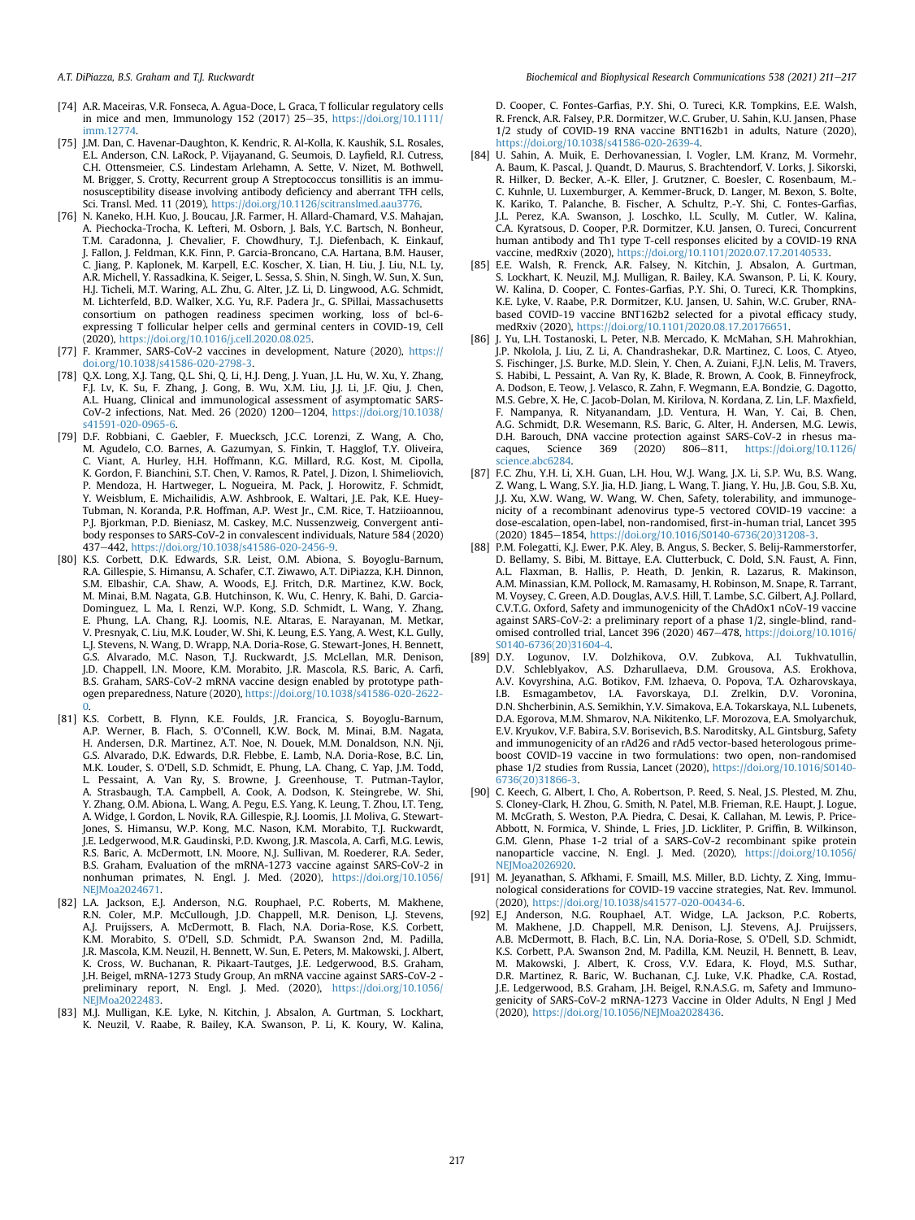[74] A.R. Maceiras, V.R. Fonseca, A. Agua-Doce, L. Graca, T follicular regulatory cells in mice and men, Immunology 152 (2017) 25–35, https://doi.org/10.1111/imm.12774.

[75] J.M. Dan, C. Havenar-Daughton, K. Kendric, R. Al-Kolla, K. Kaushik, S.L. Rosales, E.L. Anderson, C.N. LaRock, P. Vijayanand, G. Seumois, D. Layfield, R.I. Cutress, C.H. Ottensmeier, C.S. Lindestam Arlehamn, A. Sette, V. Nizet, M. Bothwell, M. Brigger, S. Crotty, Recurrent group A Streptococcus tonsillitis is an immunosusceptibility disease involving antibody deficiency and aberrant TFH cells, Sci. Transl. Med. 11 (2019), https://doi.org/10.1126/scitranslmed.aau3776.

[76] N. Kaneko, H.H. Kuo, J. Boucau, J.R. Farmer, H. Allard-Chamard, V.S. Mahajan, A. Piechocka-Trocha, K. Lefteri, M. Osborn, J. Bals, Y.C. Bartsch, N. Bonheur, T.M. Caradonna, J. Chevalier, F. Chowdhury, T.J. Diefenbach, K. Einkauf, J. Fallon, J. Feldman, K.K. Finn, P. Garcia-Broncano, C.A. Hartana, B.M. Hauser, C. Jiang, P. Kaplonek, M. Karpell, E.C. Koscher, X. Lian, H. Liu, J. Liu, N.L. Ly, A.R. Michell, Y. Rassadkina, K. Seiger, L. Sessa, S. Shin, N. Singh, W. Sun, X. Sun, H.J. Ticheli, M.T. Waring, A.L. Zhu, G. Alter, J.Z. Li, D. Lingwood, A.G. Schmidt, M. Lichterfeld, B.D. Walker, X.G. Yu, R.F. Padera Jr., G. SPillai, Massachusetts consortium on pathogen readiness specimen working, loss of bcl-6-expressing T follicular helper cells and germinal centers in COVID-19, Cell (2020), https://doi.org/10.1016/j.cell.2020.08.025.

[77] F. Krammer, SARS-CoV-2 vaccines in development, Nature (2020), https://doi.org/10.1038/s41586-020-2798-3.

[78] Q.X. Long, X.J. Tang, Q.L. Shi, Q. Li, H.J. Deng, J. Yuan, J.L. Hu, W. Xu, Y. Zhang, F.J. Lv, K. Su, F. Zhang, J. Gong, B. Wu, X.M. Liu, J.J. Li, J.F. Qiu, J. Chen, A.L. Huang, Clinical and immunological assessment of asymptomatic SARS-CoV-2 infections, Nat. Med. 26 (2020) 1200–1204, https://doi.org/10.1038/s41591-020-0965-6.

[79] D.F. Robbiani, C. Gaebler, F. Muecksch, J.C.C. Lorenzi, Z. Wang, A. Cho, M. Agudelo, C.O. Barnes, A. Gazumyan, S. Finkin, T. Hagglof, T.Y. Oliveira, C. Viant, A. Hurley, H.H. Hoffmann, K.G. Millard, R.G. Kost, M. Cipolla, K. Gordon, F. Bianchini, S.T. Chen, V. Ramos, R. Patel, J. Dizon, I. Shimeliovich, P. Mendoza, H. Hartweger, L. Nogueira, M. Pack, J. Horowitz, F. Schmidt, Y. Weisblum, E. Michailidis, A.W. Ashbrook, E. Waltari, J.E. Pak, K.E. Huey-Tubman, N. Koranda, P.R. Hoffman, A.P. West Jr., C.M. Rice, T. Hatziioannou, P.J. Bjorkman, P.D. Bieniasz, M. Caskey, M.C. Nussenzweig, Convergent antibody responses to SARS-CoV-2 in convalescent individuals, Nature 584 (2020) 437–442, https://doi.org/10.1038/s41586-020-2456-9.

[80] K.S. Corbett, D.K. Edwards, S.R. Leist, O.M. Abiona, S. Boyoglu-Barnum, R.A. Gillespie, S. Himansu, A. Schafer, C.T. Ziwawo, A.T. DiPiazza, K.H. Dinnon, S.M. Elbashir, C.A. Shaw, A. Woods, E.J. Fritch, D.R. Martinez, K.W. Bock, M. Minai, B.M. Nagata, G.B. Hutchinson, K. Wu, C. Henry, K. Bahi, D. Garcia-Dominguez, L. Ma, I. Renzi, W.P. Kong, S.D. Schmidt, L. Wang, Y. Zhang, E. Phung, L.A. Chang, R.J. Loomis, N.E. Altaras, E. Narayanan, M. Metkar, V. Presnyak, C. Liu, M.K. Louder, W. Shi, K. Leung, E.S. Yang, A. West, K.L. Gully, L.J. Stevens, N. Wang, D. Wrapp, N.A. Doria-Rose, G. Stewart-Jones, H. Bennett, G.S. Alvarado, M.C. Nason, T.J. Ruckwardt, J.S. McLellan, M.R. Denison, J.D. Chappell, I.N. Moore, K.M. Morabito, J.R. Mascola, R.S. Baric, A. Carfi, B.S. Graham, SARS-CoV-2 mRNA vaccine design enabled by prototype pathogen preparedness, Nature (2020), https://doi.org/10.1038/s41586-020-2622-0.

[81] K.S. Corbett, B. Flynn, K.E. Foulds, J.R. Francica, S. Boyoglu-Barnum, A.P. Werner, B. Flach, S. O'Connell, K.W. Bock, M. Minai, B.M. Nagata, H. Andersen, D.R. Martinez, A.T. Noe, N. Douek, M.M. Donaldson, N.N. Nji, G.S. Alvarado, D.K. Edwards, D.R. Flebbe, E. Lamb, N.A. Doria-Rose, B.C. Lin, M.K. Louder, S. O'Dell, S.D. Schmidt, E. Phung, L.A. Chang, C. Yap, J.M. Todd, L. Pessaint, A. Van Ry, S. Browne, J. Greenhouse, T. Putman-Taylor, A. Strasbaugh, T.A. Campbell, A. Cook, A. Dodson, K. Steingrebe, W. Shi, Y. Zhang, O.M. Abiona, L. Wang, A. Pegu, E.S. Yang, K. Leung, T. Zhou, I.T. Teng, A. Widge, I. Gordon, L. Novik, R.A. Gillespie, R.J. Loomis, J.I. Moliva, G. Stewart-Jones, S. Himansu, W.P. Kong, M.C. Nason, K.M. Morabito, T.J. Ruckwardt, J.E. Ledgerwood, M.R. Gaudinski, P.D. Kwong, J.R. Mascola, A. Carfi, M.G. Lewis, R.S. Baric, A. McDermott, I.N. Moore, N.J. Sullivan, M. Roederer, R.A. Seder, B.S. Graham, Evaluation of the mRNA-1273 vaccine against SARS-CoV-2 in nonhuman primates, N. Engl. J. Med. (2020), https://doi.org/10.1056/NEJMoa2024671.

[82] L.A. Jackson, E.J. Anderson, N.G. Rouphael, P.C. Roberts, M. Makhene, R.N. Coler, M.P. McCullough, J.D. Chappell, M.R. Denison, L.J. Stevens, A.J. Pruijssers, A. McDermott, B. Flach, N.A. Doria-Rose, K.S. Corbett, K.M. Morabito, S. O'Dell, S.D. Schmidt, P.A. Swanson 2nd, M. Padilla, J.R. Mascola, K.M. Neuzil, H. Bennett, W. Sun, E. Peters, M. Makowski, J. Albert, K. Cross, W. Buchanan, R. Pikaart-Tautges, J.E. Ledgerwood, B.S. Graham, J.H. Beigel, mRNA-1273 Study Group, An mRNA vaccine against SARS-CoV-2 - preliminary report, N. Engl. J. Med. (2020), https://doi.org/10.1056/NEJMoa2022483.

[83] M.J. Mulligan, K.E. Lyke, N. Kitchin, J. Absalon, A. Gurtman, S. Lockhart, K. Neuzil, V. Raabe, R. Bailey, K.A. Swanson, P. Li, K. Koury, W. Kalina, D. Cooper, C. Fontes-Garfias, P.Y. Shi, O. Tureci, K.R. Tompkins, E.E. Walsh, R. Frenck, A.R. Falsey, P.R. Dormitzer, W.C. Gruber, U. Sahin, K.U. Jansen, Phase 1/2 study of COVID-19 RNA vaccine BNT162b1 in adults, Nature (2020), https://doi.org/10.1038/s41586-020-2639-4.

[84] U. Sahin, A. Muik, E. Derhovanessian, I. Vogler, L.M. Kranz, M. Vormehr, A. Baum, K. Pascal, J. Quandt, D. Maurus, S. Brachtendorf, V. Lorks, J. Sikorski, R. Hilker, D. Becker, A.-K. Eller, J. Grutzner, C. Boesler, C. Rosenbaum, M.-C. Kuhnle, U. Luxemburger, A. Kemmer-Bruck, D. Langer, M. Bexon, S. Bolte, K. Kariko, T. Palanche, B. Fischer, A. Schultz, P.-Y. Shi, C. Fontes-Garfias, J.L. Perez, K.A. Swanson, J. Loschko, I.L. Scully, M. Cutler, W. Kalina, C.A. Kyratsous, D. Cooper, P.R. Dormitzer, K.U. Jansen, O. Tureci, Concurrent human antibody and Th1 type T-cell responses elicited by a COVID-19 RNA vaccine, medRxiv (2020), https://doi.org/10.1101/2020.07.17.20140533.

[85] E.E. Walsh, R. Frenck, A.R. Falsey, N. Kitchin, J. Absalon, A. Gurtman, S. Lockhart, K. Neuzil, M.J. Mulligan, R. Bailey, K.A. Swanson, P. Li, K. Koury, W. Kalina, D. Cooper, C. Fontes-Garfias, P.Y. Shi, O. Tureci, K.R. Thompkins, K.E. Lyke, V. Raabe, P.R. Dormitzer, K.U. Jansen, U. Sahin, W.C. Gruber, RNA-based COVID-19 vaccine BNT162b2 selected for a pivotal efficacy study, medRxiv (2020), https://doi.org/10.1101/2020.08.17.20176651.

[86] J. Yu, L.H. Tostanoski, L. Peter, N.B. Mercado, K. McMahan, S.H. Mahrokhian, J.P. Nkolola, J. Liu, Z. Li, A. Chandrashekar, D.R. Martinez, C. Loos, C. Atyeo, S. Fischinger, J.S. Burke, M.D. Slein, Y. Chen, A. Zuiani, F.J.N. Lelis, M. Travers, S. Habibi, L. Pessaint, A. Van Ry, K. Blade, R. Brown, A. Cook, B. Finneyfrock, A. Dodson, E. Teow, J. Velasco, R. Zahn, F. Wegmann, E.A. Bondzie, G. Dagotto, M.S. Gebre, X. He, C. Jacob-Dolan, M. Kirilova, N. Kordana, Z. Lin, L.F. Maxfield, F. Nampanya, R. Nityanandam, J.D. Ventura, H. Wan, Y. Cai, B. Chen, A.G. Schmidt, D.R. Wesemann, R.S. Baric, G. Alter, H. Andersen, M.G. Lewis, D.H. Barouch, DNA vaccine protection against SARS-CoV-2 in rhesus macaques, Science 369 (2020) 806–811, https://doi.org/10.1126/science.abc6284.

[87] F.C. Zhu, Y.H. Li, X.H. Guan, L.H. Hou, W.J. Wang, J.X. Li, S.P. Wu, B.S. Wang, Z. Wang, L. Wang, S.Y. Jia, H.D. Jiang, L. Wang, T. Jiang, Y. Hu, J.B. Gou, S.B. Xu, J.J. Xu, X.W. Wang, W. Wang, W. Chen, Safety, tolerability, and immunogenicity of a recombinant adenovirus type-5 vectored COVID-19 vaccine: a dose-escalation, open-label, non-randomised, first-in-human trial, Lancet 395 (2020) 1845–1854, https://doi.org/10.1016/S0140-6736(20)31208-3.

[88] P.M. Folegatti, K.J. Ewer, P.K. Aley, B. Angus, S. Becker, S. Belij-Rammerstorfer, D. Bellamy, S. Bibi, M. Bittaye, E.A. Clutterbuck, C. Dold, S.N. Faust, A. Finn, A.L. Flaxman, B. Hallis, P. Heath, D. Jenkin, R. Lazarus, R. Makinson, A.M. Minassian, K.M. Pollock, M. Ramasamy, H. Robinson, M. Snape, R. Tarrant, M. Voysey, C. Green, A.D. Douglas, A.V.S. Hill, T. Lambe, S.C. Gilbert, A.J. Pollard, C.V.T.G. Oxford, Safety and immunogenicity of the ChAdOx1 nCoV-19 vaccine against SARS-CoV-2: a preliminary report of a phase 1/2, single-blind, randomised controlled trial, Lancet 396 (2020) 467–478, https://doi.org/10.1016/S0140-6736(20)31604-4.

[89] D.Y. Logunov, I.V. Dolzhikova, O.V. Zubkova, A.I. Tukhvatullin, D.V. Schleblyakov, A.S. Dzharullaeva, D.M. Grousova, A.S. Erokhova, A.V. Kovyrshina, A.G. Botikov, F.M. Izhaeva, O. Popova, T.A. Ozharovskaya, I.B. Esmagambetov, I.A. Favorskaya, D.I. Zrelkin, D.V. Voronina, D.N. Shcherbinin, A.S. Semikhin, Y.V. Simakova, E.A. Tokarskaya, N.L. Lubenets, D.A. Egorova, M.M. Shmarov, N.A. Nikitenko, L.F. Morozova, E.A. Smolyarchuk, E.V. Kryukov, V.F. Babira, S.V. Borisevich, B.S. Naroditsky, A.L. Gintsburg, Safety and immunogenicity of an rAd26 and rAd5 vector-based heterologous prime-boost COVID-19 vaccine in two formulations: two open, non-randomised phase 1/2 studies from Russia, Lancet (2020), https://doi.org/10.1016/S0140-6736(20)31866-3.

[90] C. Keech, G. Albert, I. Cho, A. Robertson, P. Reed, S. Neal, J.S. Plested, M. Zhu, S. Cloney-Clark, H. Zhou, G. Smith, N. Patel, M.B. Frieman, R.E. Haupt, J. Logue, M. McGrath, S. Weston, P.A. Piedra, C. Desai, K. Callahan, M. Lewis, P. Price-Abbott, N. Formica, V. Shinde, L. Fries, J.D. Lickliter, P. Griffin, B. Wilkinson, G.M. Glenn, Phase 1-2 trial of a SARS-CoV-2 recombinant spike protein nanoparticle vaccine, N. Engl. J. Med. (2020), https://doi.org/10.1056/NEJMoa2026920.

[91] M. Jeyanathan, S. Afkhami, F. Smaill, M.S. Miller, B.D. Lichty, Z. Xing, Immunological considerations for COVID-19 vaccine strategies, Nat. Rev. Immunol. (2020), https://doi.org/10.1038/s41577-020-00434-6.

[92] E.J Anderson, N.G. Rouphael, A.T. Widge, L.A. Jackson, P.C. Roberts, M. Makhene, J.D. Chappell, M.R. Denison, L.J. Stevens, A.J. Pruijssers, A.B. McDermott, B. Flach, B.C. Lin, N.A. Doria-Rose, S. O'Dell, S.D. Schmidt, K.S. Corbett, P.A. Swanson 2nd, M. Padilla, K.M. Neuzil, H. Bennett, B. Leav, M. Makowski, J. Albert, K. Cross, V.V. Edara, K. Floyd, M.S. Suthar, D.R. Martinez, R. Baric, W. Buchanan, C.J. Luke, V.K. Phadke, C.A. Rostad, J.E. Ledgerwood, B.S. Graham, J.H. Beigel, R.N.A.S.G. m, Safety and Immunogenicity of SARS-CoV-2 mRNA-1273 Vaccine in Older Adults, N Engl J Med (2020), https://doi.org/10.1056/NEJMoa2028436.